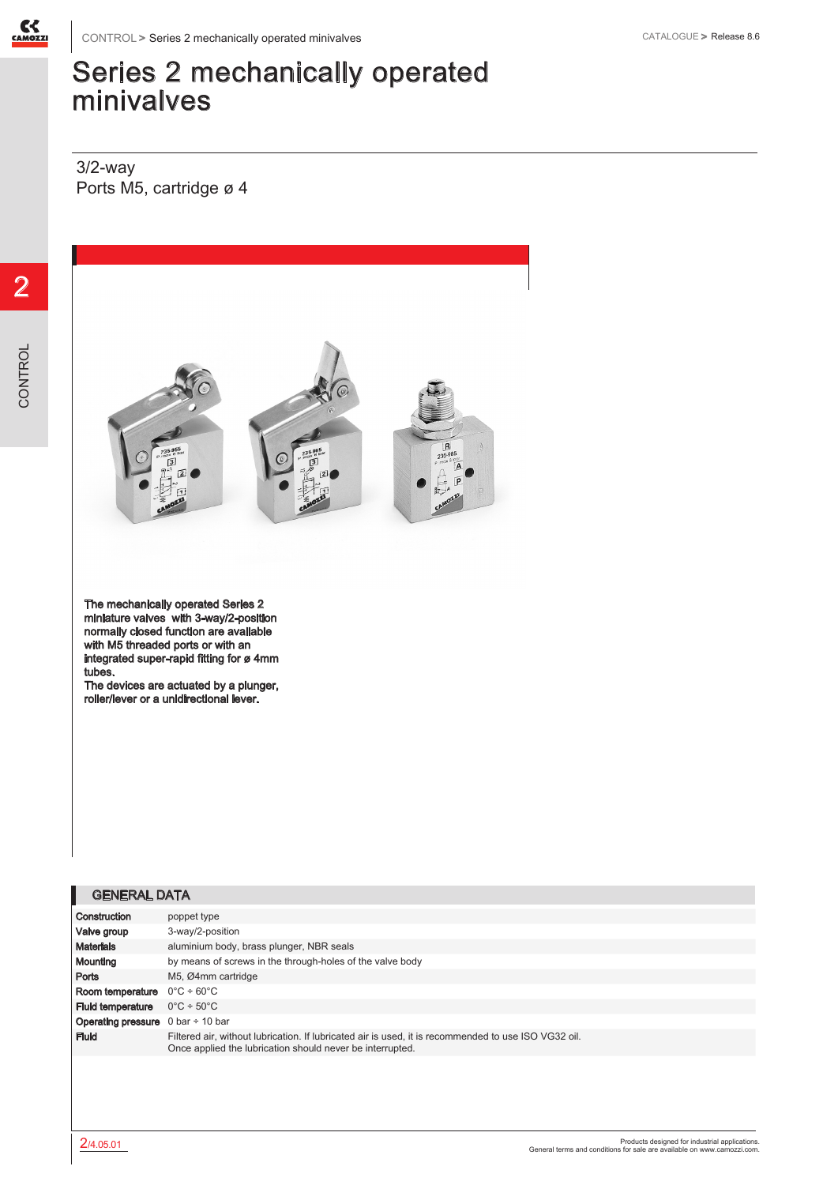# Series 2 mechanically operated minivalves

3/2-way
Ports M5, cartridge ø 4

**The mechanically operated Series 2 miniature valves with 3-way/2-position normally closed function are available with M5 threaded ports or with an integrated super-rapid fitting for ø 4mm tubes.**
**The devices are actuated by a plunger, roller/lever or a unidirectional lever.**

## GENERAL DATA

| | |
|---|---|
| **Construction** | poppet type |
| **Valve group** | 3-way/2-position |
| **Materials** | aluminium body, brass plunger, NBR seals |
| **Mounting** | by means of screws in the through-holes of the valve body |
| **Ports** | M5, Ø4mm cartridge |
| **Room temperature** | 0°C ÷ 60°C |
| **Fluid temperature** | 0°C ÷ 50°C |
| **Operating pressure** | 0 bar ÷ 10 bar |
| **Fluid** | Filtered air, without lubrication. If lubricated air is used, it is recommended to use ISO VG32 oil. Once applied the lubrication should never be interrupted. |

Products designed for industrial applications.
General terms and conditions for sale are available on www.camozzi.com.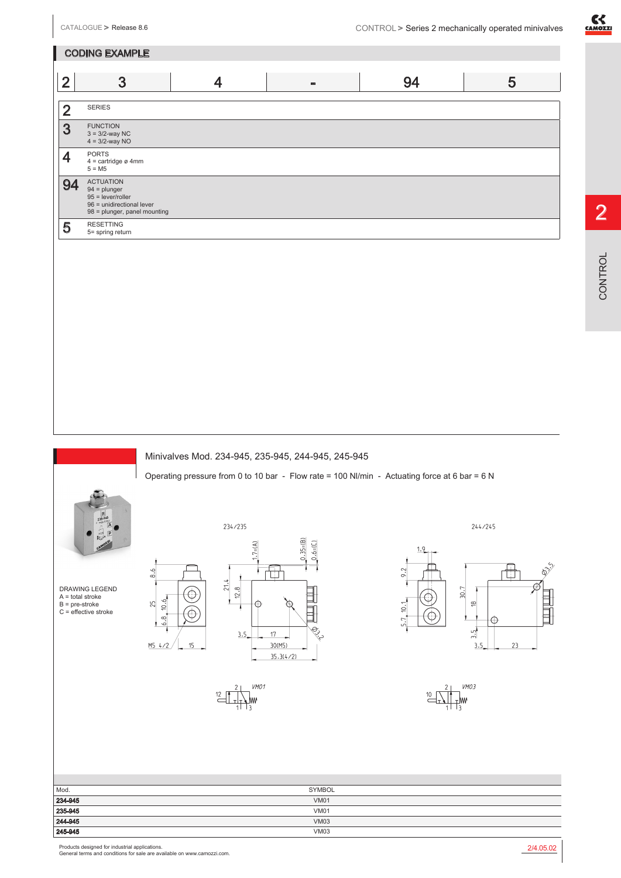## CODING EXAMPLE

| 2 | 3 | 4 | - | 94 | 5 |
|---|---|---|---|---|---|

| | |
|---|---|
| **2** | SERIES |
| **3** | FUNCTION<br>3 = 3/2-way NC<br>4 = 3/2-way NO |
| **4** | PORTS<br>4 = cartridge ø 4mm<br>5 = M5 |
| **94** | ACTUATION<br>94 = plunger<br>95 = lever/roller<br>96 = unidirectional lever<br>98 = plunger, panel mounting |
| **5** | RESETTING<br>5= spring return |

## Minivalves Mod. 234-945, 235-945, 244-945, 245-945

Operating pressure from 0 to 10 bar - Flow rate = 100 Nl/min - Actuating force at 6 bar = 6 N

DRAWING LEGEND
A = total stroke
B = pre-stroke
C = effective stroke

| Mod. | SYMBOL |
|---|---|
| **234-945** | VM01 |
| **235-945** | VM01 |
| **244-945** | VM03 |
| **245-945** | VM03 |

Products designed for industrial applications.
General terms and conditions for sale are available on www.camozzi.com.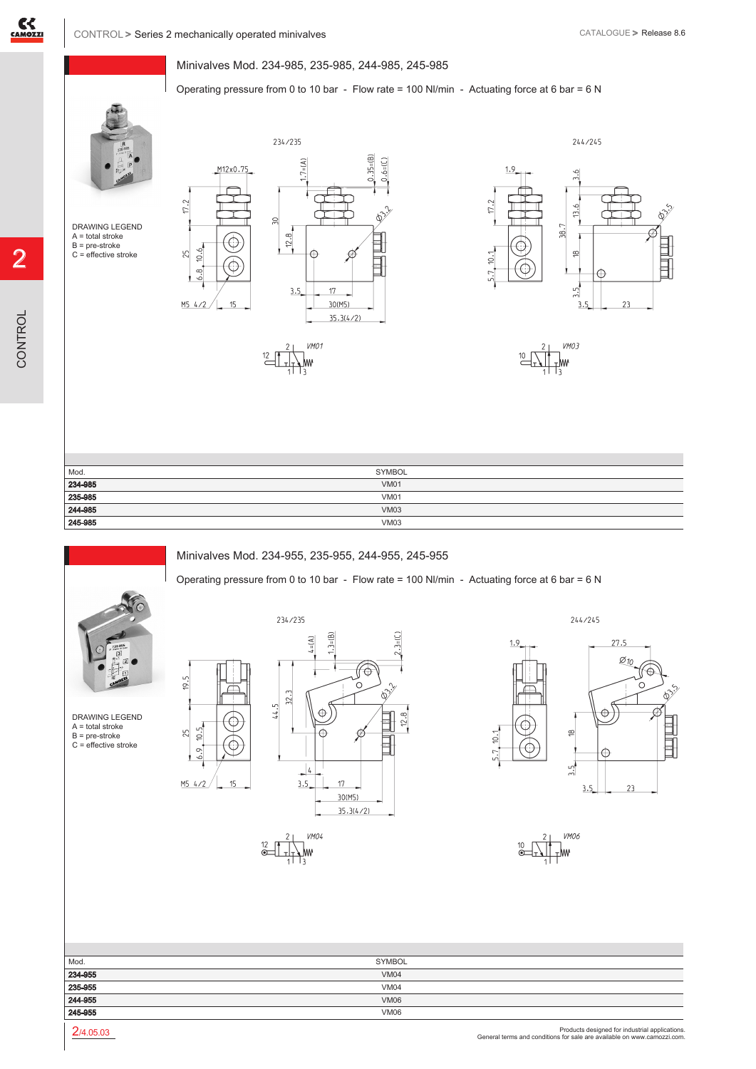## Minivalves Mod. 234-985, 235-985, 244-985, 245-985

Operating pressure from 0 to 10 bar - Flow rate = 100 Nl/min - Actuating force at 6 bar = 6 N

DRAWING LEGEND
A = total stroke
B = pre-stroke
C = effective stroke

| Mod. | SYMBOL |
|---|---|
| **234-985** | VM01 |
| **235-985** | VM01 |
| **244-985** | VM03 |
| **245-985** | VM03 |

## Minivalves Mod. 234-955, 235-955, 244-955, 245-955

Operating pressure from 0 to 10 bar - Flow rate = 100 Nl/min - Actuating force at 6 bar = 6 N

DRAWING LEGEND
A = total stroke
B = pre-stroke
C = effective stroke

| Mod. | SYMBOL |
|---|---|
| **234-955** | VM04 |
| **235-955** | VM04 |
| **244-955** | VM06 |
| **245-955** | VM06 |

Products designed for industrial applications.
General terms and conditions for sale are available on www.camozzi.com.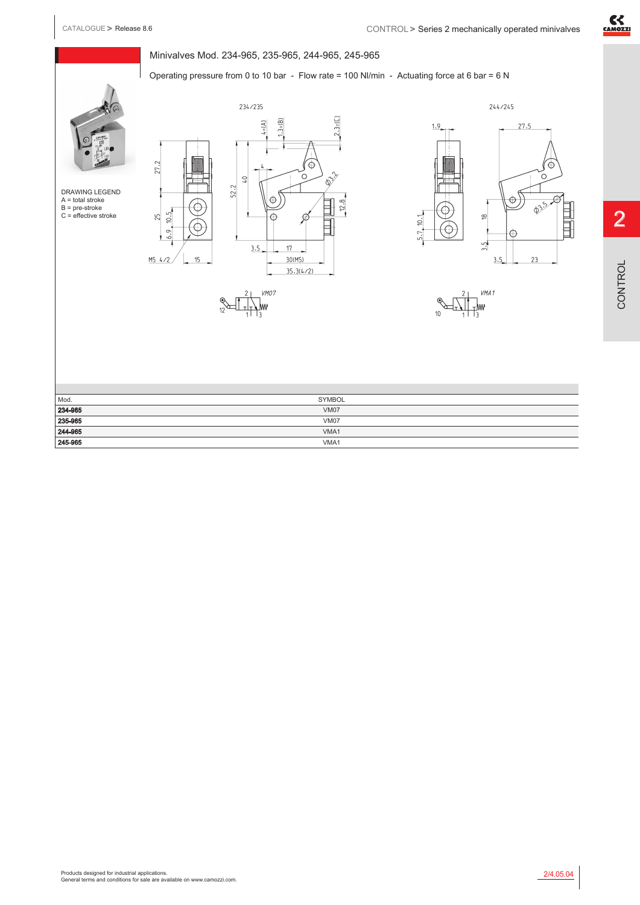## Minivalves Mod. 234-965, 235-965, 244-965, 245-965

Operating pressure from 0 to 10 bar - Flow rate = 100 Nl/min - Actuating force at 6 bar = 6 N

DRAWING LEGEND
A = total stroke
B = pre-stroke
C = effective stroke

| Mod. | SYMBOL |
|---|---|
| **234-965** | VM07 |
| **235-965** | VM07 |
| **244-965** | VMA1 |
| **245-965** | VMA1 |